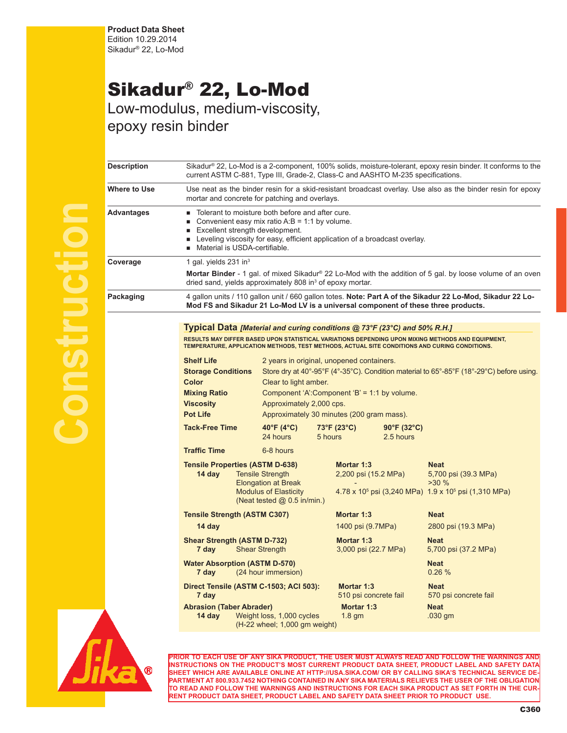**Product Data Sheet**
Edition 10.29.2014
Sikadur® 22, Lo-Mod

# Sikadur® 22, Lo-Mod

## Low-modulus, medium-viscosity, epoxy resin binder

| | |
|---|---|
| **Description** | Sikadur® 22, Lo-Mod is a 2-component, 100% solids, moisture-tolerant, epoxy resin binder. It conforms to the current ASTM C-881, Type III, Grade-2, Class-C and AASHTO M-235 specifications. |
| **Where to Use** | Use neat as the binder resin for a skid-resistant broadcast overlay. Use also as the binder resin for epoxy mortar and concrete for patching and overlays. |
| **Advantages** | ■ Tolerant to moisture both before and after cure.<br>■ Convenient easy mix ratio A:B = 1:1 by volume.<br>■ Excellent strength development.<br>■ Leveling viscosity for easy, efficient application of a broadcast overlay.<br>■ Material is USDA-certifiable. |
| **Coverage** | 1 gal. yields 231 in³<br>**Mortar Binder** - 1 gal. of mixed Sikadur® 22 Lo-Mod with the addition of 5 gal. by loose volume of an oven dried sand, yields approximately 808 in³ of epoxy mortar. |
| **Packaging** | 4 gallon units / 110 gallon unit / 660 gallon totes. **Note: Part A of the Sikadur 22 Lo-Mod, Sikadur 22 Lo-Mod FS and Sikadur 21 Lo-Mod LV is a universal component of these three products.** |

## Typical Data *[Material and curing conditions @ 73°F (23°C) and 50% R.H.]*

**RESULTS MAY DIFFER BASED UPON STATISTICAL VARIATIONS DEPENDING UPON MIXING METHODS AND EQUIPMENT, TEMPERATURE, APPLICATION METHODS, TEST METHODS, ACTUAL SITE CONDITIONS AND CURING CONDITIONS.**

| | |
|---|---|
| **Shelf Life** | 2 years in original, unopened containers. |
| **Storage Conditions** | Store dry at 40°-95°F (4°-35°C). Condition material to 65°-85°F (18°-29°C) before using. |
| **Color** | Clear to light amber. |
| **Mixing Ratio** | Component 'A':Component 'B' = 1:1 by volume. |
| **Viscosity** | Approximately 2,000 cps. |
| **Pot Life** | Approximately 30 minutes (200 gram mass). |

| **Tack-Free Time** | **40°F (4°C)** | **73°F (23°C)** | **90°F (32°C)** |
|---|---|---|---|
| | 24 hours | 5 hours | 2.5 hours |

**Traffic Time** 6-8 hours

| | | **Mortar 1:3** | **Neat** |
|---|---|---|---|
| **Tensile Properties (ASTM D-638)** | | | |
| **14 day** | Tensile Strength | 2,200 psi (15.2 MPa) | 5,700 psi (39.3 MPa) |
| | Elongation at Break | - | >30 % |
| | Modulus of Elasticity (Neat tested @ 0.5 in/min.) | 4.78 x 10⁵ psi (3,240 MPa) | 1.9 x 10⁵ psi (1,310 MPa) |
| **Tensile Strength (ASTM C307)** | | | |
| **14 day** | | 1400 psi (9.7MPa) | 2800 psi (19.3 MPa) |
| **Shear Strength (ASTM D-732)** | | | |
| **7 day** | Shear Strength | 3,000 psi (22.7 MPa) | 5,700 psi (37.2 MPa) |
| **Water Absorption (ASTM D-570)** | | | |
| **7 day** | (24 hour immersion) | | 0.26 % |
| **Direct Tensile (ASTM C-1503; ACI 503):** | | | |
| **7 day** | | 510 psi concrete fail | 570 psi concrete fail |
| **Abrasion (Taber Abrader)** | | | |
| **14 day** | Weight loss, 1,000 cycles (H-22 wheel; 1,000 gm weight) | 1.8 gm | .030 gm |

**PRIOR TO EACH USE OF ANY SIKA PRODUCT, THE USER MUST ALWAYS READ AND FOLLOW THE WARNINGS AND INSTRUCTIONS ON THE PRODUCT'S MOST CURRENT PRODUCT DATA SHEET, PRODUCT LABEL AND SAFETY DATA SHEET WHICH ARE AVAILABLE ONLINE AT HTTP://USA.SIKA.COM/ OR BY CALLING SIKA'S TECHNICAL SERVICE DEPARTMENT AT 800.933.7452 NOTHING CONTAINED IN ANY SIKA MATERIALS RELIEVES THE USER OF THE OBLIGATION TO READ AND FOLLOW THE WARNINGS AND INSTRUCTIONS FOR EACH SIKA PRODUCT AS SET FORTH IN THE CURRENT PRODUCT DATA SHEET, PRODUCT LABEL AND SAFETY DATA SHEET PRIOR TO PRODUCT USE.**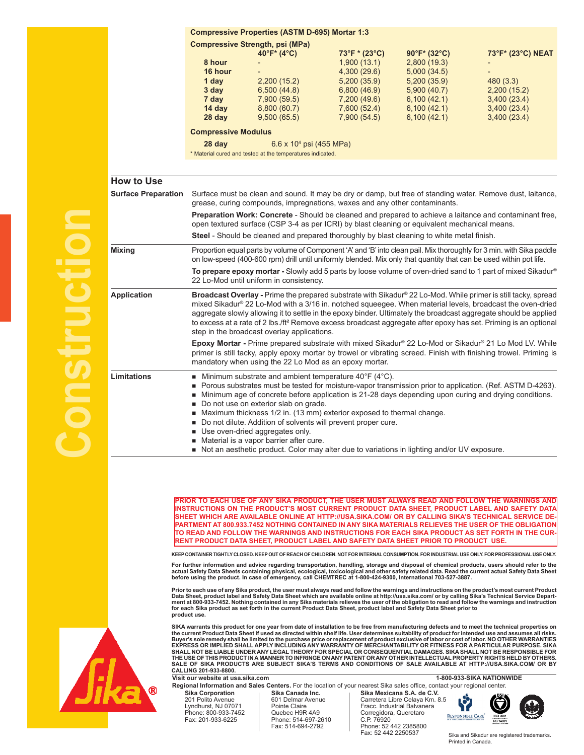**Compressive Properties (ASTM D-695) Mortar 1:3**

**Compressive Strength, psi (MPa)**

| | 40°F* (4°C) | 73°F * (23°C) | 90°F* (32°C) | 73°F* (23°C) NEAT |
|---|---|---|---|---|
| **8 hour** | - | 1,900 (13.1) | 2,800 (19.3) | - |
| **16 hour** | - | 4,300 (29.6) | 5,000 (34.5) | - |
| **1 day** | 2,200 (15.2) | 5,200 (35.9) | 5,200 (35.9) | 480 (3.3) |
| **3 day** | 6,500 (44.8) | 6,800 (46.9) | 5,900 (40.7) | 2,200 (15.2) |
| **7 day** | 7,900 (59.5) | 7,200 (49.6) | 6,100 (42.1) | 3,400 (23.4) |
| **14 day** | 8,800 (60.7) | 7,600 (52.4) | 6,100 (42.1) | 3,400 (23.4) |
| **28 day** | 9,500 (65.5) | 7,900 (54.5) | 6,100 (42.1) | 3,400 (23.4) |

**Compressive Modulus**

**28 day** $6.6 \times 10^4$ psi (455 MPa)

\* Material cured and tested at the temperatures indicated.

## How to Use

**Surface Preparation**

Surface must be clean and sound. It may be dry or damp, but free of standing water. Remove dust, laitance, grease, curing compounds, impregnations, waxes and any other contaminants.

**Preparation Work: Concrete** - Should be cleaned and prepared to achieve a laitance and contaminant free, open textured surface (CSP 3-4 as per ICRI) by blast cleaning or equivalent mechanical means.

**Steel** - Should be cleaned and prepared thoroughly by blast cleaning to white metal finish.

**Mixing**

Proportion equal parts by volume of Component 'A' and 'B' into clean pail. Mix thoroughly for 3 min. with Sika paddle on low-speed (400-600 rpm) drill until uniformly blended. Mix only that quantity that can be used within pot life.

**To prepare epoxy mortar** - Slowly add 5 parts by loose volume of oven-dried sand to 1 part of mixed Sikadur® 22 Lo-Mod until uniform in consistency.

**Application**

**Broadcast Overlay -** Prime the prepared substrate with Sikadur® 22 Lo-Mod. While primer is still tacky, spread mixed Sikadur® 22 Lo-Mod with a 3/16 in. notched squeegee. When material levels, broadcast the oven-dried aggregate slowly allowing it to settle in the epoxy binder. Ultimately the broadcast aggregate should be applied to excess at a rate of 2 lbs./ft² Remove excess broadcast aggregate after epoxy has set. Priming is an optional step in the broadcast overlay applications.

**Epoxy Mortar -** Prime prepared substrate with mixed Sikadur® 22 Lo-Mod or Sikadur® 21 Lo Mod LV. While primer is still tacky, apply epoxy mortar by trowel or vibrating screed. Finish with finishing trowel. Priming is mandatory when using the 22 Lo Mod as an epoxy mortar.

**Limitations**

- Minimum substrate and ambient temperature 40°F (4°C).
- Porous substrates must be tested for moisture-vapor transmission prior to application. (Ref. ASTM D-4263).
- Minimum age of concrete before application is 21-28 days depending upon curing and drying conditions.
- Do not use on exterior slab on grade.
- Maximum thickness 1/2 in. (13 mm) exterior exposed to thermal change.
- Do not dilute. Addition of solvents will prevent proper cure.
- Use oven-dried aggregates only.
- Material is a vapor barrier after cure.
- Not an aesthetic product. Color may alter due to variations in lighting and/or UV exposure.

**PRIOR TO EACH USE OF ANY SIKA PRODUCT, THE USER MUST ALWAYS READ AND FOLLOW THE WARNINGS AND INSTRUCTIONS ON THE PRODUCT'S MOST CURRENT PRODUCT DATA SHEET, PRODUCT LABEL AND SAFETY DATA SHEET WHICH ARE AVAILABLE ONLINE AT HTTP://USA.SIKA.COM/ OR BY CALLING SIKA'S TECHNICAL SERVICE DEPARTMENT AT 800.933.7452 NOTHING CONTAINED IN ANY SIKA MATERIALS RELIEVES THE USER OF THE OBLIGATION TO READ AND FOLLOW THE WARNINGS AND INSTRUCTIONS FOR EACH SIKA PRODUCT AS SET FORTH IN THE CURRENT PRODUCT DATA SHEET, PRODUCT LABEL AND SAFETY DATA SHEET PRIOR TO PRODUCT USE.**

**KEEP CONTAINER TIGHTLY CLOSED. KEEP OUT OF REACH OF CHILDREN. NOT FOR INTERNAL CONSUMPTION. FOR INDUSTRIAL USE ONLY. FOR PROFESSIONAL USE ONLY.**

**For further information and advice regarding transportation, handling, storage and disposal of chemical products, users should refer to the actual Safety Data Sheets containing physical, ecological, toxicological and other safety related data. Read the current actual Safety Data Sheet before using the product. In case of emergency, call CHEMTREC at 1-800-424-9300, International 703-527-3887.**

**Prior to each use of any Sika product, the user must always read and follow the warnings and instructions on the product's most current Product Data Sheet, product label and Safety Data Sheet which are available online at http://usa.sika.com/ or by calling Sika's Technical Service Department at 800-933-7452. Nothing contained in any Sika materials relieves the user of the obligation to read and follow the warnings and instruction for each Sika product as set forth in the current Product Data Sheet, product label and Safety Data Sheet prior to product use.**

**SIKA warrants this product for one year from date of installation to be free from manufacturing defects and to meet the technical properties on the current Product Data Sheet if used as directed within shelf life. User determines suitability of product for intended use and assumes all risks. Buyer's sole remedy shall be limited to the purchase price or replacement of product exclusive of labor or cost of labor. NO OTHER WARRANTIES EXPRESS OR IMPLIED SHALL APPLY INCLUDING ANY WARRANTY OF MERCHANTABILITY OR FITNESS FOR A PARTICULAR PURPOSE. SIKA SHALL NOT BE LIABLE UNDER ANY LEGAL THEORY FOR SPECIAL OR CONSEQUENTIAL DAMAGES. SIKA SHALL NOT BE RESPONSIBLE FOR THE USE OF THIS PRODUCT IN A MANNER TO INFRINGE ON ANY PATENT OR ANY OTHER INTELLECTUAL PROPERTY RIGHTS HELD BY OTHERS. SALE OF SIKA PRODUCTS ARE SUBJECT SIKA'S TERMS AND CONDITIONS OF SALE AVAILABLE AT HTTP://USA.SIKA.COM/ OR BY CALLING 201-933-8800.**

**Visit our website at usa.sika.com** **1-800-933-SIKA NATIONWIDE**

**Regional Information and Sales Centers.** For the location of your nearest Sika sales office, contact your regional center.

**Sika Corporation**
201 Polito Avenue
Lyndhurst, NJ 07071
Phone: 800-933-7452
Fax: 201-933-6225

**Sika Canada Inc.**
601 Delmar Avenue
Pointe Claire
Quebec H9R 4A9
Phone: 514-697-2610
Fax: 514-694-2792

**Sika Mexicana S.A. de C.V.**
Carretera Libre Celaya Km. 8.5
Fracc. Industrial Balvanera
Corregidora, Queretaro
C.P. 76920
Phone: 52 442 2385800
Fax: 52 442 2250537

Sika and Sikadur are registered trademarks.
Printed in Canada.